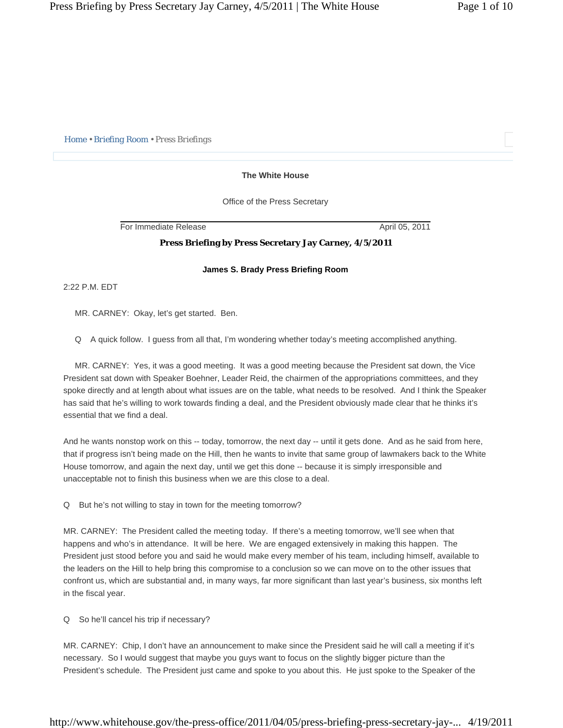Home • Briefing Room • Press Briefings

**The White House**

Office of the Press Secretary

For Immediate Release April 05, 2011

# Press Briefing by Press Secretary Jay Carney, 4/5/2011

**James S. Brady Press Briefing Room**

2:22 P.M. EDT

MR. CARNEY: Okay, let's get started. Ben.

Q A quick follow. I guess from all that, I'm wondering whether today's meeting accomplished anything.

MR. CARNEY: Yes, it was a good meeting. It was a good meeting because the President sat down, the Vice President sat down with Speaker Boehner, Leader Reid, the chairmen of the appropriations committees, and they spoke directly and at length about what issues are on the table, what needs to be resolved. And I think the Speaker has said that he's willing to work towards finding a deal, and the President obviously made clear that he thinks it's essential that we find a deal.

And he wants nonstop work on this -- today, tomorrow, the next day -- until it gets done. And as he said from here, that if progress isn't being made on the Hill, then he wants to invite that same group of lawmakers back to the White House tomorrow, and again the next day, until we get this done -- because it is simply irresponsible and unacceptable not to finish this business when we are this close to a deal.

Q But he's not willing to stay in town for the meeting tomorrow?

MR. CARNEY: The President called the meeting today. If there's a meeting tomorrow, we'll see when that happens and who's in attendance. It will be here. We are engaged extensively in making this happen. The President just stood before you and said he would make every member of his team, including himself, available to the leaders on the Hill to help bring this compromise to a conclusion so we can move on to the other issues that confront us, which are substantial and, in many ways, far more significant than last year's business, six months left in the fiscal year.

Q So he'll cancel his trip if necessary?

MR. CARNEY: Chip, I don't have an announcement to make since the President said he will call a meeting if it's necessary. So I would suggest that maybe you guys want to focus on the slightly bigger picture than the President's schedule. The President just came and spoke to you about this. He just spoke to the Speaker of the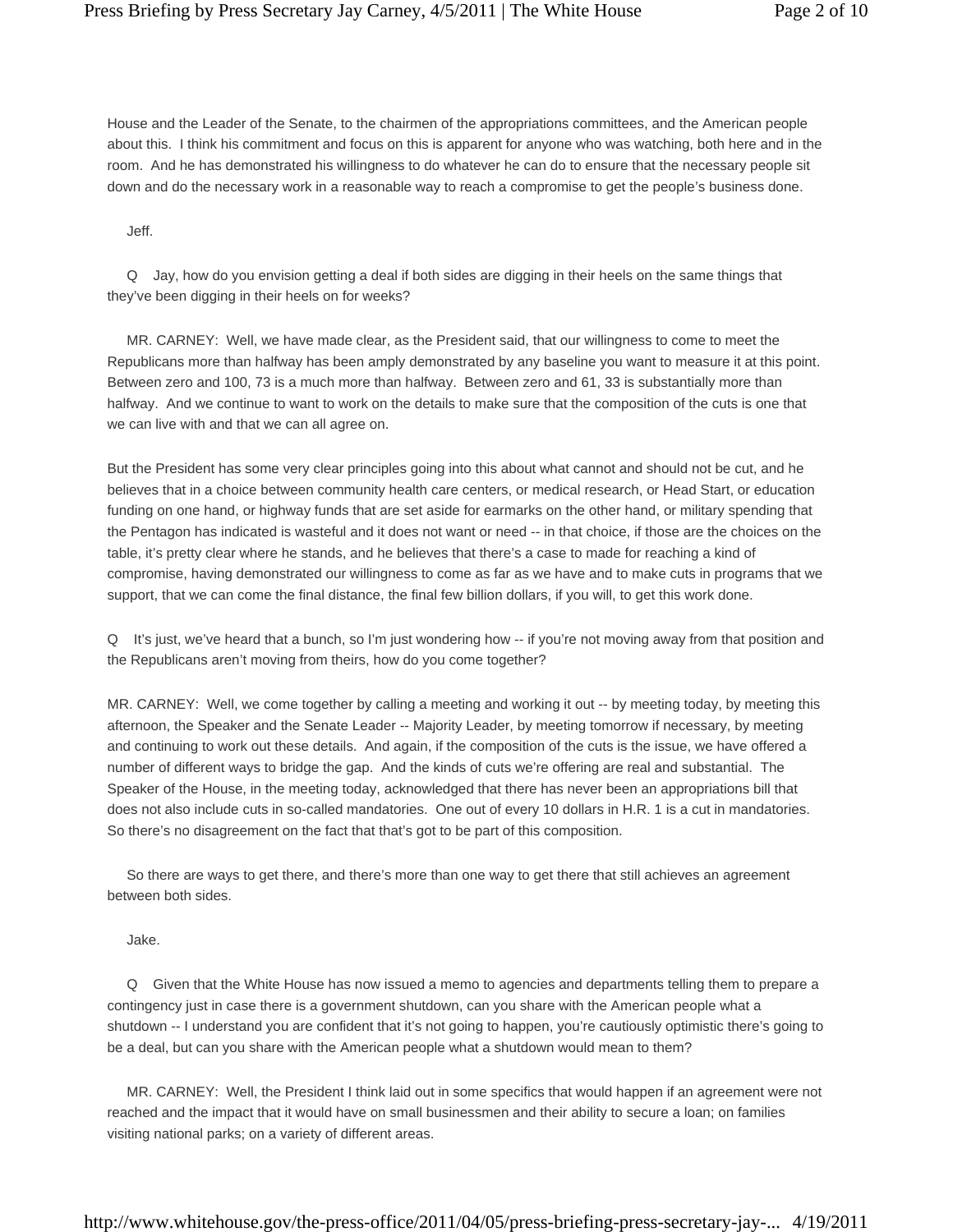House and the Leader of the Senate, to the chairmen of the appropriations committees, and the American people about this. I think his commitment and focus on this is apparent for anyone who was watching, both here and in the room. And he has demonstrated his willingness to do whatever he can do to ensure that the necessary people sit down and do the necessary work in a reasonable way to reach a compromise to get the people's business done.

Jeff.

Q Jay, how do you envision getting a deal if both sides are digging in their heels on the same things that they've been digging in their heels on for weeks?

MR. CARNEY: Well, we have made clear, as the President said, that our willingness to come to meet the Republicans more than halfway has been amply demonstrated by any baseline you want to measure it at this point. Between zero and 100, 73 is a much more than halfway. Between zero and 61, 33 is substantially more than halfway. And we continue to want to work on the details to make sure that the composition of the cuts is one that we can live with and that we can all agree on.

But the President has some very clear principles going into this about what cannot and should not be cut, and he believes that in a choice between community health care centers, or medical research, or Head Start, or education funding on one hand, or highway funds that are set aside for earmarks on the other hand, or military spending that the Pentagon has indicated is wasteful and it does not want or need -- in that choice, if those are the choices on the table, it's pretty clear where he stands, and he believes that there's a case to made for reaching a kind of compromise, having demonstrated our willingness to come as far as we have and to make cuts in programs that we support, that we can come the final distance, the final few billion dollars, if you will, to get this work done.

Q It's just, we've heard that a bunch, so I'm just wondering how -- if you're not moving away from that position and the Republicans aren't moving from theirs, how do you come together?

MR. CARNEY: Well, we come together by calling a meeting and working it out -- by meeting today, by meeting this afternoon, the Speaker and the Senate Leader -- Majority Leader, by meeting tomorrow if necessary, by meeting and continuing to work out these details. And again, if the composition of the cuts is the issue, we have offered a number of different ways to bridge the gap. And the kinds of cuts we're offering are real and substantial. The Speaker of the House, in the meeting today, acknowledged that there has never been an appropriations bill that does not also include cuts in so-called mandatories. One out of every 10 dollars in H.R. 1 is a cut in mandatories. So there's no disagreement on the fact that that's got to be part of this composition.

So there are ways to get there, and there's more than one way to get there that still achieves an agreement between both sides.

Jake.

Q Given that the White House has now issued a memo to agencies and departments telling them to prepare a contingency just in case there is a government shutdown, can you share with the American people what a shutdown -- I understand you are confident that it's not going to happen, you're cautiously optimistic there's going to be a deal, but can you share with the American people what a shutdown would mean to them?

MR. CARNEY: Well, the President I think laid out in some specifics that would happen if an agreement were not reached and the impact that it would have on small businessmen and their ability to secure a loan; on families visiting national parks; on a variety of different areas.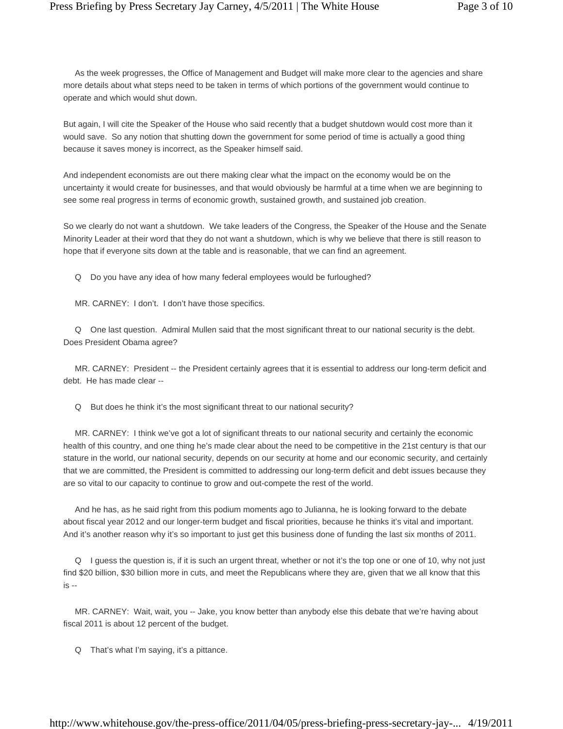As the week progresses, the Office of Management and Budget will make more clear to the agencies and share more details about what steps need to be taken in terms of which portions of the government would continue to operate and which would shut down.

But again, I will cite the Speaker of the House who said recently that a budget shutdown would cost more than it would save. So any notion that shutting down the government for some period of time is actually a good thing because it saves money is incorrect, as the Speaker himself said.

And independent economists are out there making clear what the impact on the economy would be on the uncertainty it would create for businesses, and that would obviously be harmful at a time when we are beginning to see some real progress in terms of economic growth, sustained growth, and sustained job creation.

So we clearly do not want a shutdown. We take leaders of the Congress, the Speaker of the House and the Senate Minority Leader at their word that they do not want a shutdown, which is why we believe that there is still reason to hope that if everyone sits down at the table and is reasonable, that we can find an agreement.

Q Do you have any idea of how many federal employees would be furloughed?

MR. CARNEY: I don't. I don't have those specifics.

Q One last question. Admiral Mullen said that the most significant threat to our national security is the debt. Does President Obama agree?

MR. CARNEY: President -- the President certainly agrees that it is essential to address our long-term deficit and debt. He has made clear --

Q But does he think it's the most significant threat to our national security?

MR. CARNEY: I think we've got a lot of significant threats to our national security and certainly the economic health of this country, and one thing he's made clear about the need to be competitive in the 21st century is that our stature in the world, our national security, depends on our security at home and our economic security, and certainly that we are committed, the President is committed to addressing our long-term deficit and debt issues because they are so vital to our capacity to continue to grow and out-compete the rest of the world.

And he has, as he said right from this podium moments ago to Julianna, he is looking forward to the debate about fiscal year 2012 and our longer-term budget and fiscal priorities, because he thinks it's vital and important. And it's another reason why it's so important to just get this business done of funding the last six months of 2011.

Q I guess the question is, if it is such an urgent threat, whether or not it's the top one or one of 10, why not just find $20 billion, $30 billion more in cuts, and meet the Republicans where they are, given that we all know that this is --

MR. CARNEY: Wait, wait, you -- Jake, you know better than anybody else this debate that we're having about fiscal 2011 is about 12 percent of the budget.

Q That's what I'm saying, it's a pittance.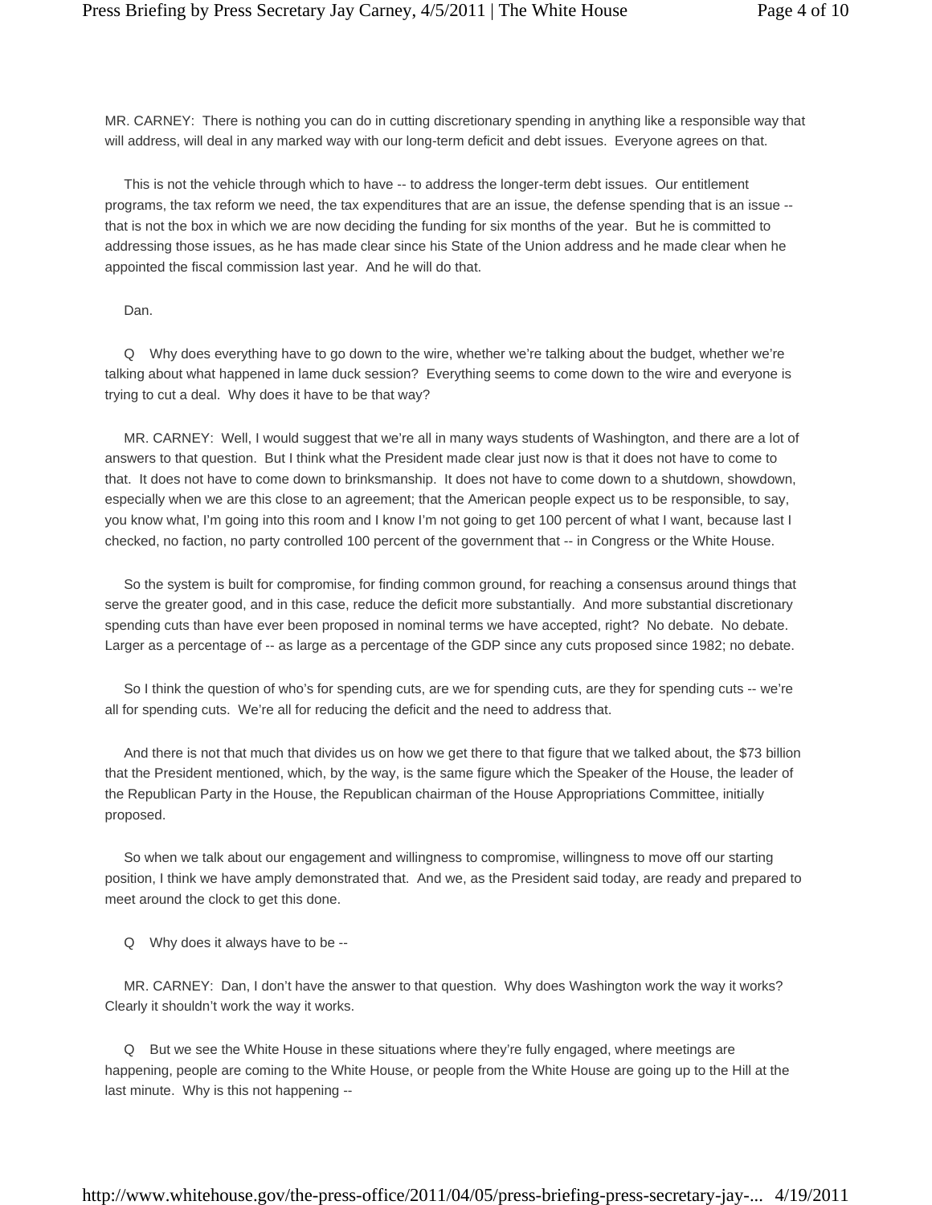MR. CARNEY: There is nothing you can do in cutting discretionary spending in anything like a responsible way that will address, will deal in any marked way with our long-term deficit and debt issues. Everyone agrees on that.

This is not the vehicle through which to have -- to address the longer-term debt issues. Our entitlement programs, the tax reform we need, the tax expenditures that are an issue, the defense spending that is an issue -- that is not the box in which we are now deciding the funding for six months of the year. But he is committed to addressing those issues, as he has made clear since his State of the Union address and he made clear when he appointed the fiscal commission last year. And he will do that.

Dan.

Q Why does everything have to go down to the wire, whether we're talking about the budget, whether we're talking about what happened in lame duck session? Everything seems to come down to the wire and everyone is trying to cut a deal. Why does it have to be that way?

MR. CARNEY: Well, I would suggest that we're all in many ways students of Washington, and there are a lot of answers to that question. But I think what the President made clear just now is that it does not have to come to that. It does not have to come down to brinksmanship. It does not have to come down to a shutdown, showdown, especially when we are this close to an agreement; that the American people expect us to be responsible, to say, you know what, I'm going into this room and I know I'm not going to get 100 percent of what I want, because last I checked, no faction, no party controlled 100 percent of the government that -- in Congress or the White House.

So the system is built for compromise, for finding common ground, for reaching a consensus around things that serve the greater good, and in this case, reduce the deficit more substantially. And more substantial discretionary spending cuts than have ever been proposed in nominal terms we have accepted, right? No debate. No debate. Larger as a percentage of -- as large as a percentage of the GDP since any cuts proposed since 1982; no debate.

So I think the question of who's for spending cuts, are we for spending cuts, are they for spending cuts -- we're all for spending cuts. We're all for reducing the deficit and the need to address that.

And there is not that much that divides us on how we get there to that figure that we talked about, the $73 billion that the President mentioned, which, by the way, is the same figure which the Speaker of the House, the leader of the Republican Party in the House, the Republican chairman of the House Appropriations Committee, initially proposed.

So when we talk about our engagement and willingness to compromise, willingness to move off our starting position, I think we have amply demonstrated that. And we, as the President said today, are ready and prepared to meet around the clock to get this done.

Q Why does it always have to be --

MR. CARNEY: Dan, I don't have the answer to that question. Why does Washington work the way it works? Clearly it shouldn't work the way it works.

Q But we see the White House in these situations where they're fully engaged, where meetings are happening, people are coming to the White House, or people from the White House are going up to the Hill at the last minute. Why is this not happening --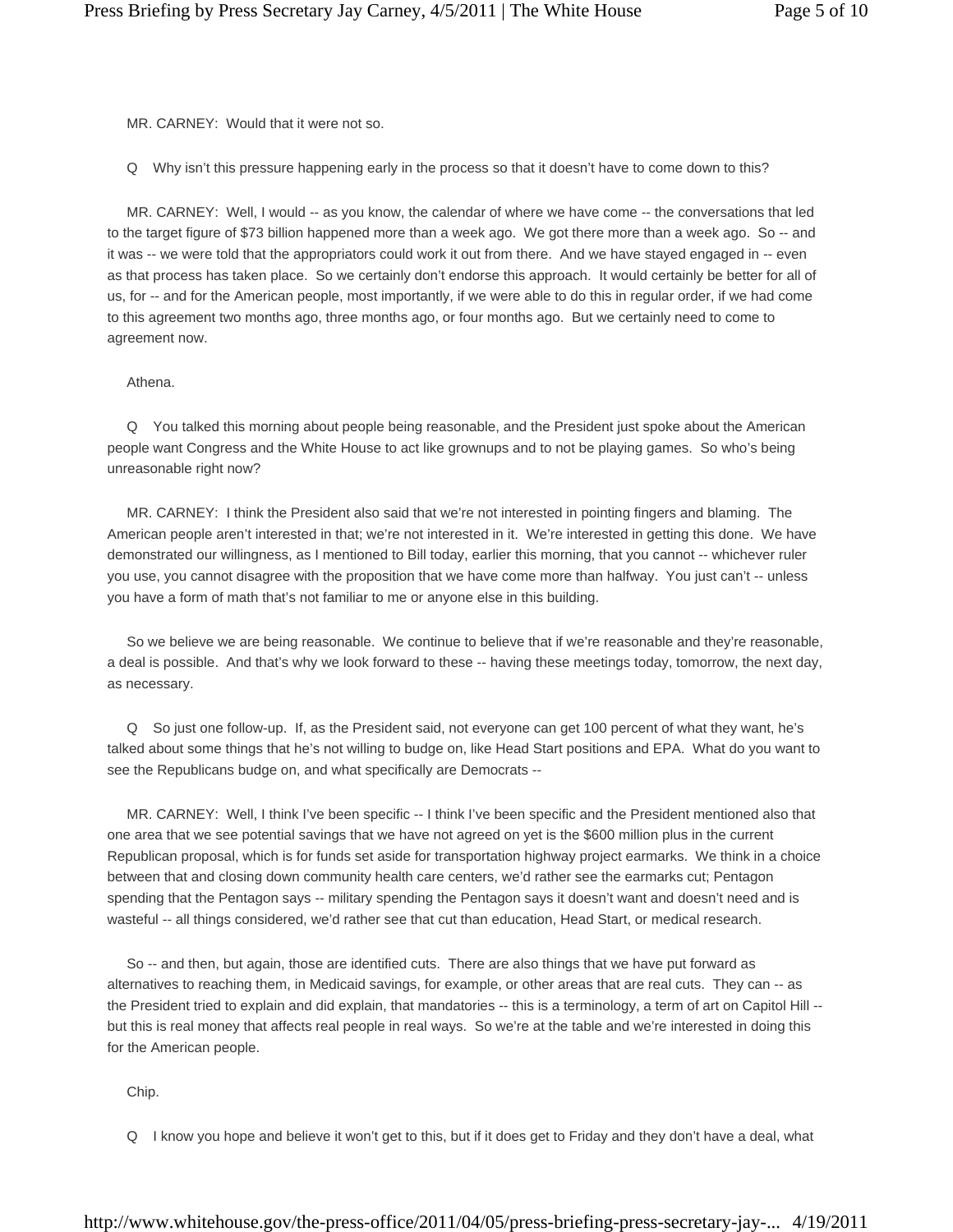MR. CARNEY: Would that it were not so.

Q Why isn't this pressure happening early in the process so that it doesn't have to come down to this?

MR. CARNEY: Well, I would -- as you know, the calendar of where we have come -- the conversations that led to the target figure of $73 billion happened more than a week ago. We got there more than a week ago. So -- and it was -- we were told that the appropriators could work it out from there. And we have stayed engaged in -- even as that process has taken place. So we certainly don't endorse this approach. It would certainly be better for all of us, for -- and for the American people, most importantly, if we were able to do this in regular order, if we had come to this agreement two months ago, three months ago, or four months ago. But we certainly need to come to agreement now.

Athena.

Q You talked this morning about people being reasonable, and the President just spoke about the American people want Congress and the White House to act like grownups and to not be playing games. So who's being unreasonable right now?

MR. CARNEY: I think the President also said that we're not interested in pointing fingers and blaming. The American people aren't interested in that; we're not interested in it. We're interested in getting this done. We have demonstrated our willingness, as I mentioned to Bill today, earlier this morning, that you cannot -- whichever ruler you use, you cannot disagree with the proposition that we have come more than halfway. You just can't -- unless you have a form of math that's not familiar to me or anyone else in this building.

So we believe we are being reasonable. We continue to believe that if we're reasonable and they're reasonable, a deal is possible. And that's why we look forward to these -- having these meetings today, tomorrow, the next day, as necessary.

Q So just one follow-up. If, as the President said, not everyone can get 100 percent of what they want, he's talked about some things that he's not willing to budge on, like Head Start positions and EPA. What do you want to see the Republicans budge on, and what specifically are Democrats --

MR. CARNEY: Well, I think I've been specific -- I think I've been specific and the President mentioned also that one area that we see potential savings that we have not agreed on yet is the $600 million plus in the current Republican proposal, which is for funds set aside for transportation highway project earmarks. We think in a choice between that and closing down community health care centers, we'd rather see the earmarks cut; Pentagon spending that the Pentagon says -- military spending the Pentagon says it doesn't want and doesn't need and is wasteful -- all things considered, we'd rather see that cut than education, Head Start, or medical research.

So -- and then, but again, those are identified cuts. There are also things that we have put forward as alternatives to reaching them, in Medicaid savings, for example, or other areas that are real cuts. They can -- as the President tried to explain and did explain, that mandatories -- this is a terminology, a term of art on Capitol Hill -- but this is real money that affects real people in real ways. So we're at the table and we're interested in doing this for the American people.

Chip.

Q I know you hope and believe it won't get to this, but if it does get to Friday and they don't have a deal, what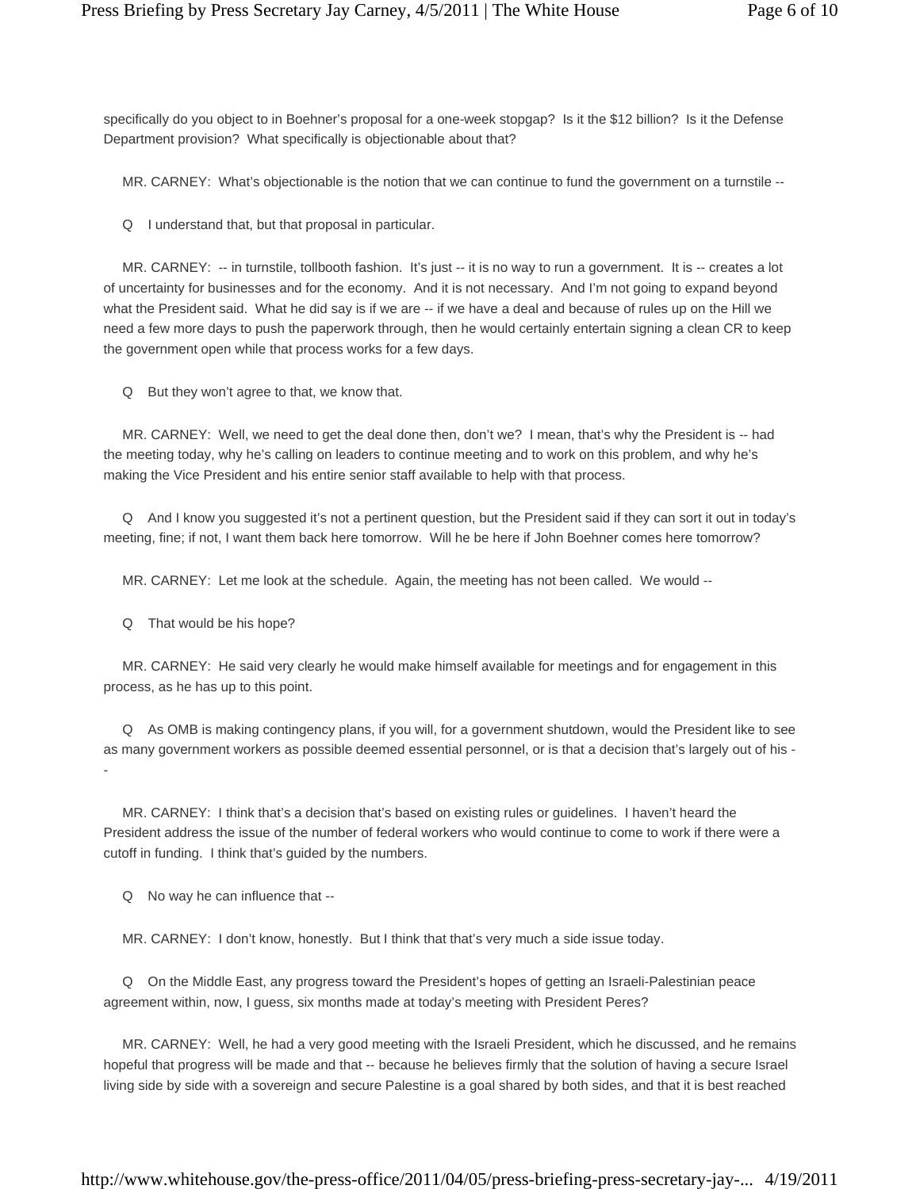specifically do you object to in Boehner's proposal for a one-week stopgap? Is it the $12 billion? Is it the Defense Department provision? What specifically is objectionable about that?

MR. CARNEY: What's objectionable is the notion that we can continue to fund the government on a turnstile --

Q I understand that, but that proposal in particular.

MR. CARNEY: -- in turnstile, tollbooth fashion. It's just -- it is no way to run a government. It is -- creates a lot of uncertainty for businesses and for the economy. And it is not necessary. And I'm not going to expand beyond what the President said. What he did say is if we are -- if we have a deal and because of rules up on the Hill we need a few more days to push the paperwork through, then he would certainly entertain signing a clean CR to keep the government open while that process works for a few days.

Q But they won't agree to that, we know that.

MR. CARNEY: Well, we need to get the deal done then, don't we? I mean, that's why the President is -- had the meeting today, why he's calling on leaders to continue meeting and to work on this problem, and why he's making the Vice President and his entire senior staff available to help with that process.

Q And I know you suggested it's not a pertinent question, but the President said if they can sort it out in today's meeting, fine; if not, I want them back here tomorrow. Will he be here if John Boehner comes here tomorrow?

MR. CARNEY: Let me look at the schedule. Again, the meeting has not been called. We would --

Q That would be his hope?

MR. CARNEY: He said very clearly he would make himself available for meetings and for engagement in this process, as he has up to this point.

Q As OMB is making contingency plans, if you will, for a government shutdown, would the President like to see as many government workers as possible deemed essential personnel, or is that a decision that's largely out of his --

MR. CARNEY: I think that's a decision that's based on existing rules or guidelines. I haven't heard the President address the issue of the number of federal workers who would continue to come to work if there were a cutoff in funding. I think that's guided by the numbers.

Q No way he can influence that --

MR. CARNEY: I don't know, honestly. But I think that that's very much a side issue today.

Q On the Middle East, any progress toward the President's hopes of getting an Israeli-Palestinian peace agreement within, now, I guess, six months made at today's meeting with President Peres?

MR. CARNEY: Well, he had a very good meeting with the Israeli President, which he discussed, and he remains hopeful that progress will be made and that -- because he believes firmly that the solution of having a secure Israel living side by side with a sovereign and secure Palestine is a goal shared by both sides, and that it is best reached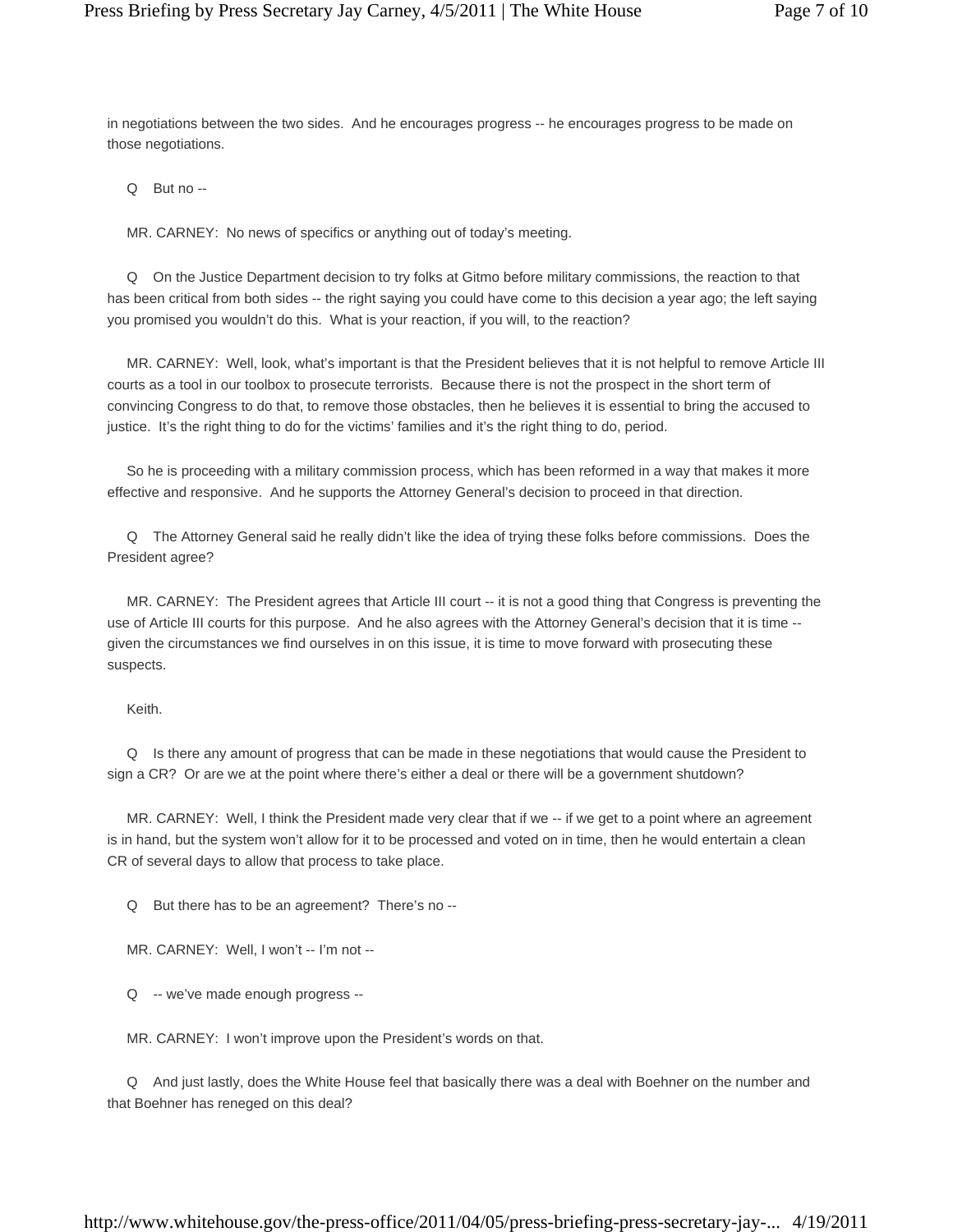in negotiations between the two sides. And he encourages progress -- he encourages progress to be made on those negotiations.

Q But no --

MR. CARNEY: No news of specifics or anything out of today's meeting.

Q On the Justice Department decision to try folks at Gitmo before military commissions, the reaction to that has been critical from both sides -- the right saying you could have come to this decision a year ago; the left saying you promised you wouldn't do this. What is your reaction, if you will, to the reaction?

MR. CARNEY: Well, look, what's important is that the President believes that it is not helpful to remove Article III courts as a tool in our toolbox to prosecute terrorists. Because there is not the prospect in the short term of convincing Congress to do that, to remove those obstacles, then he believes it is essential to bring the accused to justice. It's the right thing to do for the victims' families and it's the right thing to do, period.

So he is proceeding with a military commission process, which has been reformed in a way that makes it more effective and responsive. And he supports the Attorney General's decision to proceed in that direction.

Q The Attorney General said he really didn't like the idea of trying these folks before commissions. Does the President agree?

MR. CARNEY: The President agrees that Article III court -- it is not a good thing that Congress is preventing the use of Article III courts for this purpose. And he also agrees with the Attorney General's decision that it is time -- given the circumstances we find ourselves in on this issue, it is time to move forward with prosecuting these suspects.

Keith.

Q Is there any amount of progress that can be made in these negotiations that would cause the President to sign a CR? Or are we at the point where there's either a deal or there will be a government shutdown?

MR. CARNEY: Well, I think the President made very clear that if we -- if we get to a point where an agreement is in hand, but the system won't allow for it to be processed and voted on in time, then he would entertain a clean CR of several days to allow that process to take place.

Q But there has to be an agreement? There's no --

MR. CARNEY: Well, I won't -- I'm not --

Q -- we've made enough progress --

MR. CARNEY: I won't improve upon the President's words on that.

Q And just lastly, does the White House feel that basically there was a deal with Boehner on the number and that Boehner has reneged on this deal?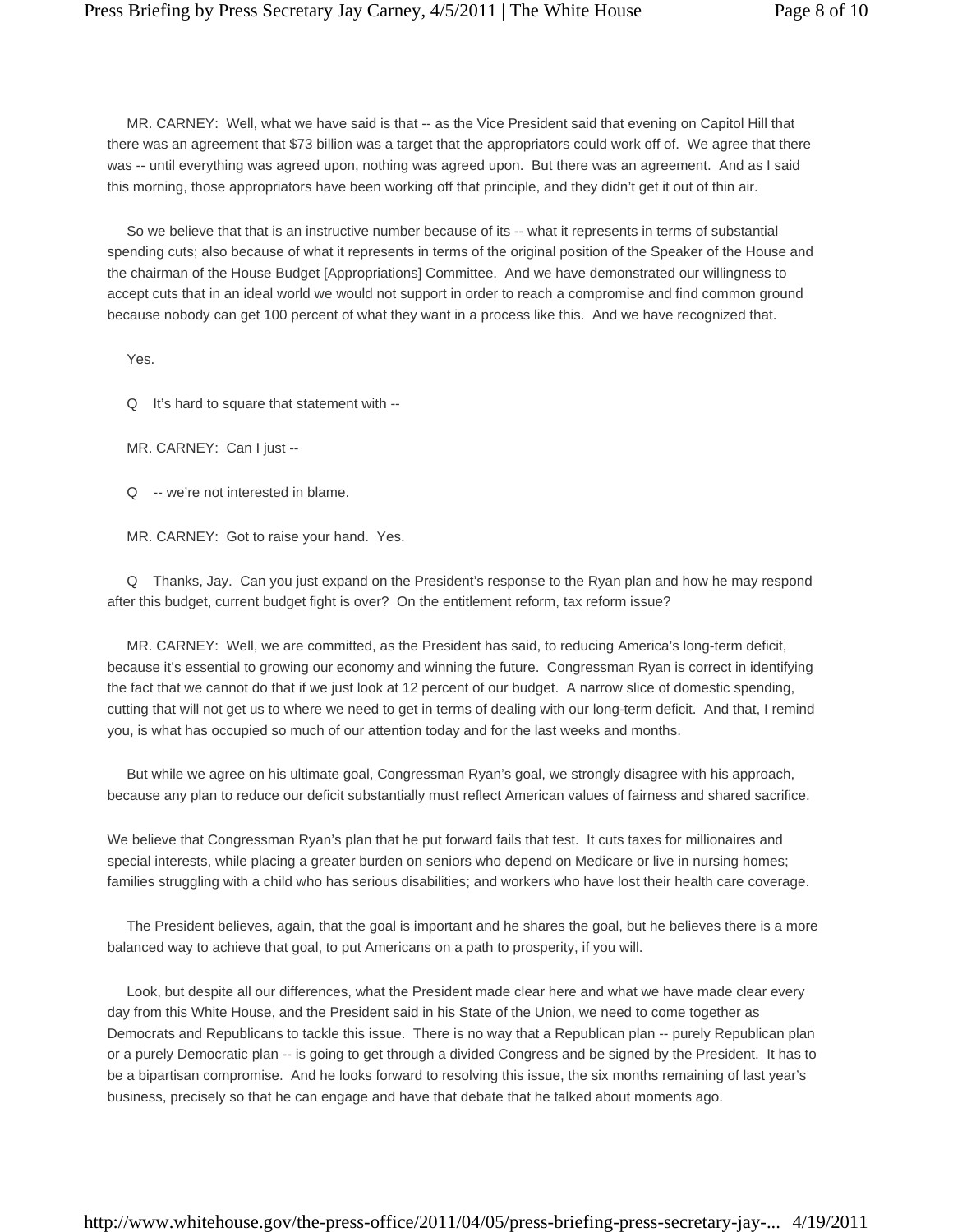MR. CARNEY: Well, what we have said is that -- as the Vice President said that evening on Capitol Hill that there was an agreement that $73 billion was a target that the appropriators could work off of. We agree that there was -- until everything was agreed upon, nothing was agreed upon. But there was an agreement. And as I said this morning, those appropriators have been working off that principle, and they didn't get it out of thin air.

So we believe that that is an instructive number because of its -- what it represents in terms of substantial spending cuts; also because of what it represents in terms of the original position of the Speaker of the House and the chairman of the House Budget [Appropriations] Committee. And we have demonstrated our willingness to accept cuts that in an ideal world we would not support in order to reach a compromise and find common ground because nobody can get 100 percent of what they want in a process like this. And we have recognized that.

Yes.

Q It's hard to square that statement with --

MR. CARNEY: Can I just --

Q -- we're not interested in blame.

MR. CARNEY: Got to raise your hand. Yes.

Q Thanks, Jay. Can you just expand on the President's response to the Ryan plan and how he may respond after this budget, current budget fight is over? On the entitlement reform, tax reform issue?

MR. CARNEY: Well, we are committed, as the President has said, to reducing America's long-term deficit, because it's essential to growing our economy and winning the future. Congressman Ryan is correct in identifying the fact that we cannot do that if we just look at 12 percent of our budget. A narrow slice of domestic spending, cutting that will not get us to where we need to get in terms of dealing with our long-term deficit. And that, I remind you, is what has occupied so much of our attention today and for the last weeks and months.

But while we agree on his ultimate goal, Congressman Ryan's goal, we strongly disagree with his approach, because any plan to reduce our deficit substantially must reflect American values of fairness and shared sacrifice.

We believe that Congressman Ryan's plan that he put forward fails that test. It cuts taxes for millionaires and special interests, while placing a greater burden on seniors who depend on Medicare or live in nursing homes; families struggling with a child who has serious disabilities; and workers who have lost their health care coverage.

The President believes, again, that the goal is important and he shares the goal, but he believes there is a more balanced way to achieve that goal, to put Americans on a path to prosperity, if you will.

Look, but despite all our differences, what the President made clear here and what we have made clear every day from this White House, and the President said in his State of the Union, we need to come together as Democrats and Republicans to tackle this issue. There is no way that a Republican plan -- purely Republican plan or a purely Democratic plan -- is going to get through a divided Congress and be signed by the President. It has to be a bipartisan compromise. And he looks forward to resolving this issue, the six months remaining of last year's business, precisely so that he can engage and have that debate that he talked about moments ago.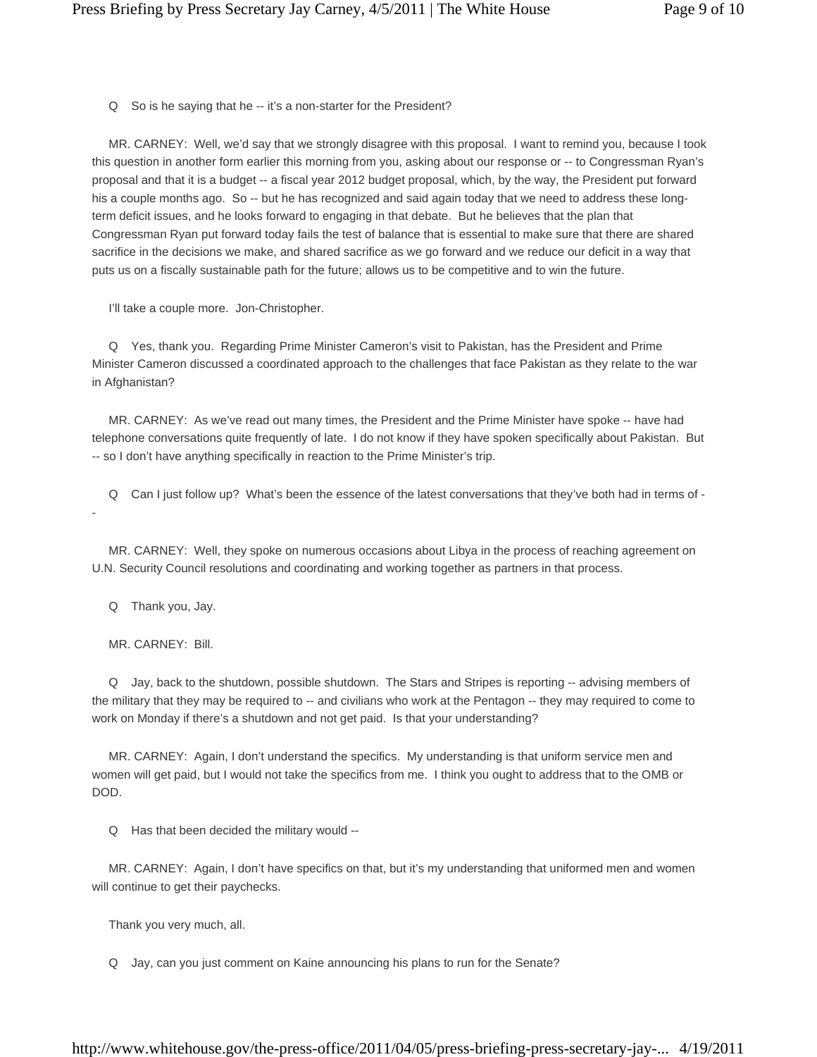Q So is he saying that he -- it's a non-starter for the President?

MR. CARNEY: Well, we'd say that we strongly disagree with this proposal. I want to remind you, because I took this question in another form earlier this morning from you, asking about our response or -- to Congressman Ryan's proposal and that it is a budget -- a fiscal year 2012 budget proposal, which, by the way, the President put forward his a couple months ago. So -- but he has recognized and said again today that we need to address these long-term deficit issues, and he looks forward to engaging in that debate. But he believes that the plan that Congressman Ryan put forward today fails the test of balance that is essential to make sure that there are shared sacrifice in the decisions we make, and shared sacrifice as we go forward and we reduce our deficit in a way that puts us on a fiscally sustainable path for the future; allows us to be competitive and to win the future.

I'll take a couple more. Jon-Christopher.

Q Yes, thank you. Regarding Prime Minister Cameron's visit to Pakistan, has the President and Prime Minister Cameron discussed a coordinated approach to the challenges that face Pakistan as they relate to the war in Afghanistan?

MR. CARNEY: As we've read out many times, the President and the Prime Minister have spoke -- have had telephone conversations quite frequently of late. I do not know if they have spoken specifically about Pakistan. But -- so I don't have anything specifically in reaction to the Prime Minister's trip.

Q Can I just follow up? What's been the essence of the latest conversations that they've both had in terms of --

MR. CARNEY: Well, they spoke on numerous occasions about Libya in the process of reaching agreement on U.N. Security Council resolutions and coordinating and working together as partners in that process.

Q Thank you, Jay.

MR. CARNEY: Bill.

Q Jay, back to the shutdown, possible shutdown. The Stars and Stripes is reporting -- advising members of the military that they may be required to -- and civilians who work at the Pentagon -- they may required to come to work on Monday if there's a shutdown and not get paid. Is that your understanding?

MR. CARNEY: Again, I don't understand the specifics. My understanding is that uniform service men and women will get paid, but I would not take the specifics from me. I think you ought to address that to the OMB or DOD.

Q Has that been decided the military would --

MR. CARNEY: Again, I don't have specifics on that, but it's my understanding that uniformed men and women will continue to get their paychecks.

Thank you very much, all.

Q Jay, can you just comment on Kaine announcing his plans to run for the Senate?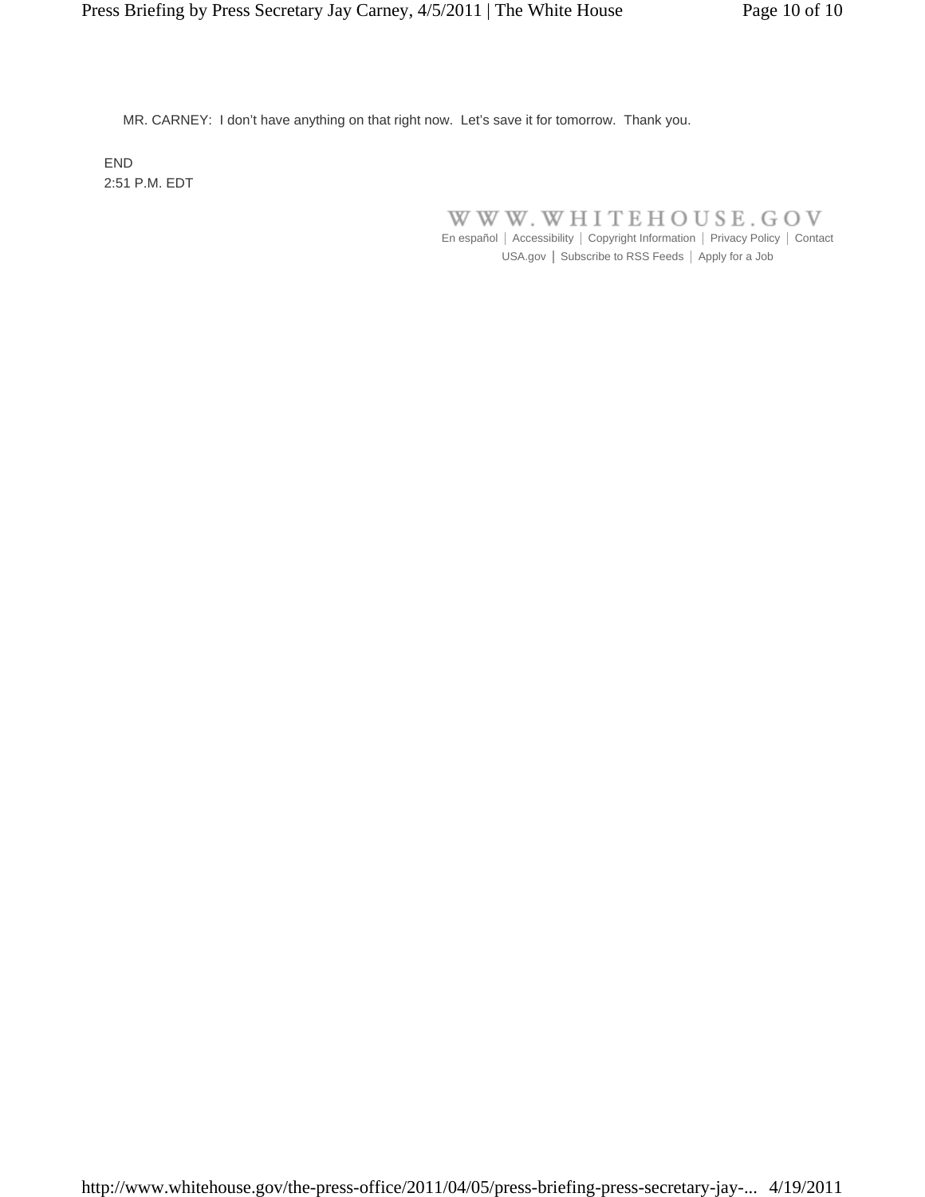MR. CARNEY: I don't have anything on that right now. Let's save it for tomorrow. Thank you.

END
2:51 P.M. EDT

WWW.WHITEHOUSE.GOV
En español | Accessibility | Copyright Information | Privacy Policy | Contact
USA.gov | Subscribe to RSS Feeds | Apply for a Job